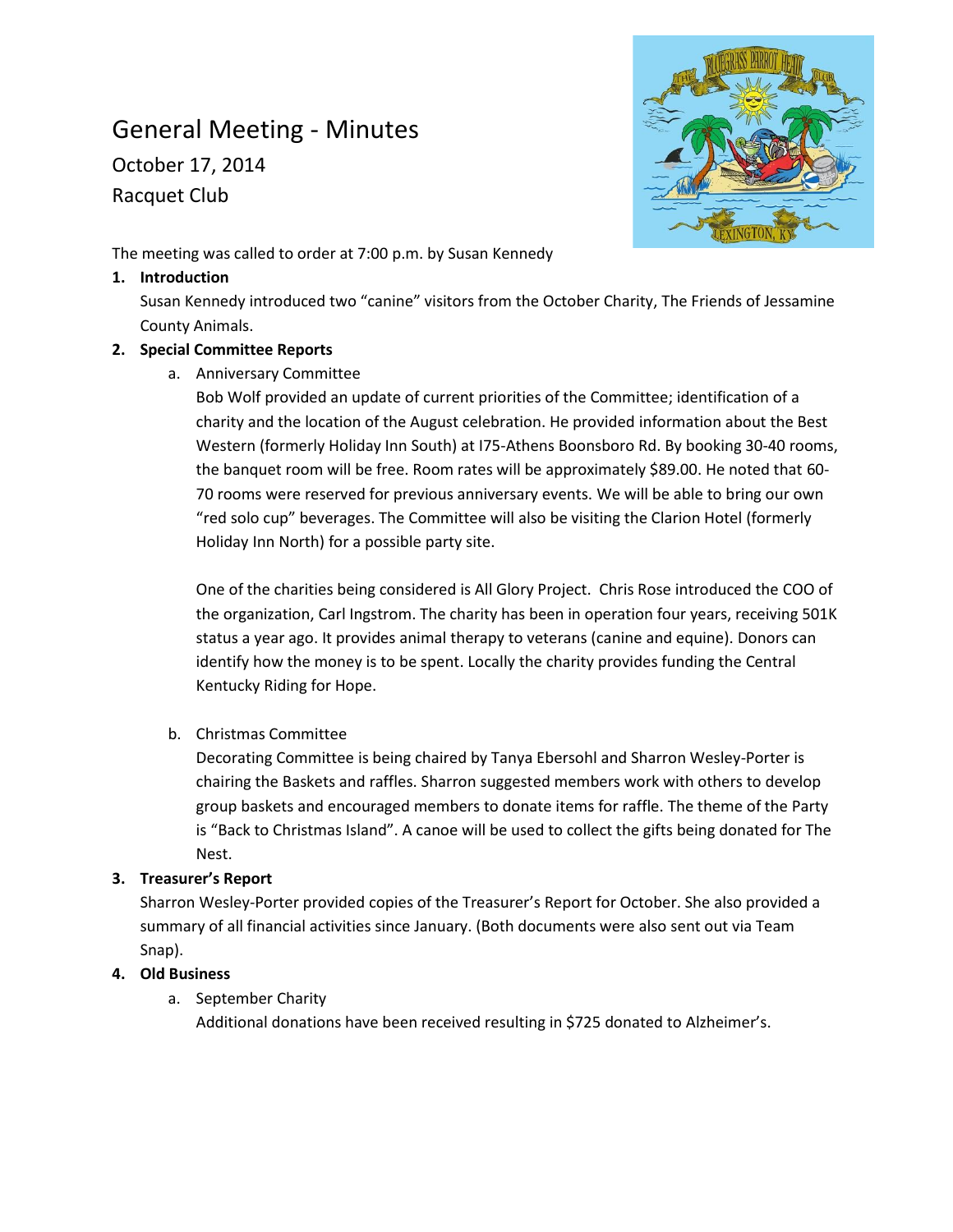# General Meeting - Minutes

October 17, 2014

Racquet Club

The meeting was called to order at 7:00 p.m. by Susan Kennedy

1. **Introduction**

   Susan Kennedy introduced two "canine" visitors from the October Charity, The Friends of Jessamine County Animals.

2. **Special Committee Reports**

   a. Anniversary Committee

      Bob Wolf provided an update of current priorities of the Committee; identification of a charity and the location of the August celebration. He provided information about the Best Western (formerly Holiday Inn South) at I75-Athens Boonsboro Rd. By booking 30-40 rooms, the banquet room will be free. Room rates will be approximately $89.00. He noted that 60-70 rooms were reserved for previous anniversary events. We will be able to bring our own "red solo cup" beverages. The Committee will also be visiting the Clarion Hotel (formerly Holiday Inn North) for a possible party site.

      One of the charities being considered is All Glory Project. Chris Rose introduced the COO of the organization, Carl Ingstrom. The charity has been in operation four years, receiving 501K status a year ago. It provides animal therapy to veterans (canine and equine). Donors can identify how the money is to be spent. Locally the charity provides funding the Central Kentucky Riding for Hope.

   b. Christmas Committee

      Decorating Committee is being chaired by Tanya Ebersohl and Sharron Wesley-Porter is chairing the Baskets and raffles. Sharron suggested members work with others to develop group baskets and encouraged members to donate items for raffle. The theme of the Party is "Back to Christmas Island". A canoe will be used to collect the gifts being donated for The Nest.

3. **Treasurer's Report**

   Sharron Wesley-Porter provided copies of the Treasurer's Report for October. She also provided a summary of all financial activities since January. (Both documents were also sent out via Team Snap).

4. **Old Business**

   a. September Charity

      Additional donations have been received resulting in $725 donated to Alzheimer's.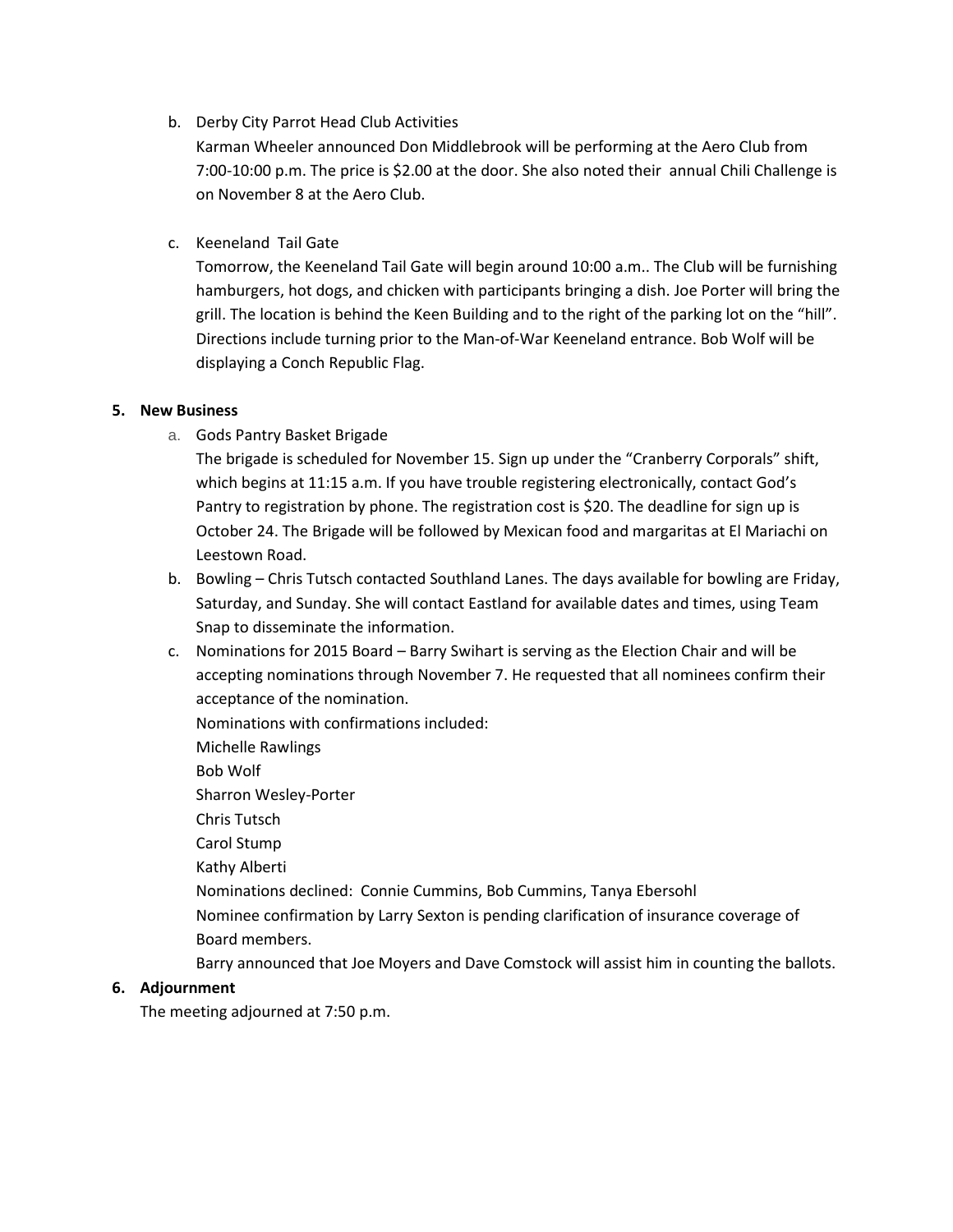b. Derby City Parrot Head Club Activities

   Karman Wheeler announced Don Middlebrook will be performing at the Aero Club from 7:00-10:00 p.m. The price is $2.00 at the door. She also noted their annual Chili Challenge is on November 8 at the Aero Club.

c. Keeneland Tail Gate

   Tomorrow, the Keeneland Tail Gate will begin around 10:00 a.m.. The Club will be furnishing hamburgers, hot dogs, and chicken with participants bringing a dish. Joe Porter will bring the grill. The location is behind the Keen Building and to the right of the parking lot on the "hill". Directions include turning prior to the Man-of-War Keeneland entrance. Bob Wolf will be displaying a Conch Republic Flag.

**5. New Business**

a. Gods Pantry Basket Brigade

   The brigade is scheduled for November 15. Sign up under the "Cranberry Corporals" shift, which begins at 11:15 a.m. If you have trouble registering electronically, contact God's Pantry to registration by phone. The registration cost is $20. The deadline for sign up is October 24. The Brigade will be followed by Mexican food and margaritas at El Mariachi on Leestown Road.

b. Bowling – Chris Tutsch contacted Southland Lanes. The days available for bowling are Friday, Saturday, and Sunday. She will contact Eastland for available dates and times, using Team Snap to disseminate the information.

c. Nominations for 2015 Board – Barry Swihart is serving as the Election Chair and will be accepting nominations through November 7. He requested that all nominees confirm their acceptance of the nomination.

   Nominations with confirmations included:

   Michelle Rawlings

   Bob Wolf

   Sharron Wesley-Porter

   Chris Tutsch

   Carol Stump

   Kathy Alberti

   Nominations declined: Connie Cummins, Bob Cummins, Tanya Ebersohl

   Nominee confirmation by Larry Sexton is pending clarification of insurance coverage of Board members.

   Barry announced that Joe Moyers and Dave Comstock will assist him in counting the ballots.

**6. Adjournment**

The meeting adjourned at 7:50 p.m.